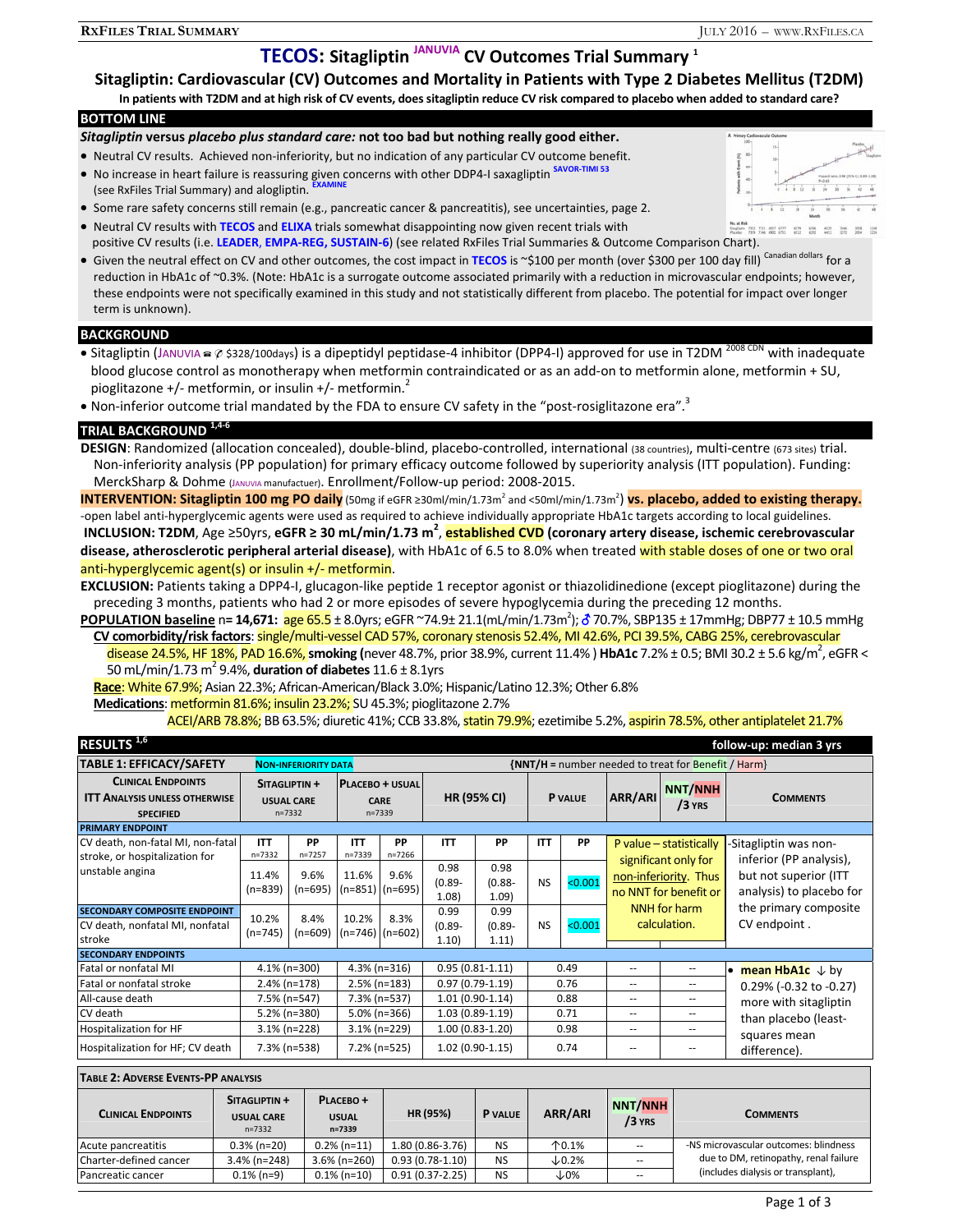# TECOS: Sitagliptin [JANUVIA] CV Outcomes Trial Summary [1]

## Sitagliptin: Cardiovascular (CV) Outcomes and Mortality in Patients with Type 2 Diabetes Mellitus (T2DM)

**In patients with T2DM and at high risk of CV events, does sitagliptin reduce CV risk compared to placebo when added to standard care?**

## BOTTOM LINE

***Sitagliptin* versus *placebo plus standard care:* not too bad but nothing really good either.**

- Neutral CV results. Achieved non-inferiority, but no indication of any particular CV outcome benefit.
- No increase in heart failure is reassuring given concerns with other DDP4-I saxagliptin [SAVOR-TIMI 53] (see RxFiles Trial Summary) and alogliptin. [EXAMINE]
- Some rare safety concerns still remain (e.g., pancreatic cancer & pancreatitis), see uncertainties, page 2.
- Neutral CV results with **TECOS** and **ELIXA** trials somewhat disappointing now given recent trials with positive CV results (i.e. **LEADER**, **EMPA-REG, SUSTAIN-6**) (see related RxFiles Trial Summaries & Outcome Comparison Chart).
- Given the neutral effect on CV and other outcomes, the cost impact in **TECOS** is ~$100 per month (over $300 per 100 day fill) [Canadian dollars] for a reduction in HbA1c of ~0.3%. (Note: HbA1c is a surrogate outcome associated primarily with a reduction in microvascular endpoints; however, these endpoints were not specifically examined in this study and not statistically different from placebo. The potential for impact over longer term is unknown).

## BACKGROUND

- Sitagliptin (JANUVIA $328/100days) is a dipeptidyl peptidase-4 inhibitor (DPP4-I) approved for use in T2DM [2008 CDN] with inadequate blood glucose control as monotherapy when metformin contraindicated or as an add-on to metformin alone, metformin + SU, pioglitazone +/- metformin, or insulin +/- metformin.[2]
- Non-inferior outcome trial mandated by the FDA to ensure CV safety in the "post-rosiglitazone era".[3]

## TRIAL BACKGROUND [1,4-6]

**DESIGN**: Randomized (allocation concealed), double-blind, placebo-controlled, international (38 countries), multi-centre (673 sites) trial. Non-inferiority analysis (PP population) for primary efficacy outcome followed by superiority analysis (ITT population). Funding: MerckSharp & Dohme (JANUVIA manufactuer). Enrollment/Follow-up period: 2008-2015.

**INTERVENTION: Sitagliptin 100 mg PO daily** (50mg if eGFR ≥30ml/min/1.73m² and <50ml/min/1.73m²) **vs. placebo, added to existing therapy.**
-open label anti-hyperglycemic agents were used as required to achieve individually appropriate HbA1c targets according to local guidelines.

**INCLUSION: T2DM**, Age ≥50yrs, **eGFR ≥ 30 mL/min/1.73 m²**, **established CVD (coronary artery disease, ischemic cerebrovascular disease, atherosclerotic peripheral arterial disease)**, with HbA1c of 6.5 to 8.0% when treated with stable doses of one or two oral anti-hyperglycemic agent(s) or insulin +/- metformin.

**EXCLUSION:** Patients taking a DPP4-I, glucagon-like peptide 1 receptor agonist or thiazolidinedione (except pioglitazone) during the preceding 3 months, patients who had 2 or more episodes of severe hypoglycemia during the preceding 12 months.

**POPULATION baseline** n= **14,671:** age 65.5 ± 8.0yrs; eGFR ~74.9± 21.1(mL/min/1.73m²); ♂ 70.7%, SBP135 ± 17mmHg; DBP77 ± 10.5 mmHg

**CV comorbidity/risk factors**: single/multi-vessel CAD 57%, coronary stenosis 52.4%, MI 42.6%, PCI 39.5%, CABG 25%, cerebrovascular disease 24.5%, HF 18%, PAD 16.6%, **smoking (**never 48.7%, prior 38.9%, current 11.4% ) **HbA1c** 7.2% ± 0.5; BMI 30.2 ± 5.6 kg/m², eGFR < 50 mL/min/1.73 m² 9.4%, **duration of diabetes** 11.6 ± 8.1yrs

**Race**: White 67.9%; Asian 22.3%; African-American/Black 3.0%; Hispanic/Latino 12.3%; Other 6.8%

**Medications**: metformin 81.6%; insulin 23.2%; SU 45.3%; pioglitazone 2.7%
ACEI/ARB 78.8%; BB 63.5%; diuretic 41%; CCB 33.8%, statin 79.9%; ezetimibe 5.2%, aspirin 78.5%, other antiplatelet 21.7%

## RESULTS [1,6]

**follow-up: median 3 yrs**

**TABLE 1: EFFICACY/SAFETY** — NON-INFERIORITY DATA — {NNT/H = number needed to treat for Benefit / Harm}

| Clinical Endpoints ITT Analysis unless otherwise specified | Sitagliptin + usual care n=7332 | | Placebo + usual care n=7339 | | HR (95% CI) | | P value | | ARR/ARI | NNT/NNH /3 yrs | Comments |
|---|---|---|---|---|---|---|---|---|---|---|---|
| | ITT n=7332 | PP n=7257 | ITT n=7339 | PP n=7266 | ITT | PP | ITT | PP | | | |
| **PRIMARY ENDPOINT** | | | | | | | | | | | |
| CV death, non-fatal MI, non-fatal stroke, or hospitalization for unstable angina | 11.4% (n=839) | 9.6% (n=695) | 11.6% (n=851) | 9.6% (n=695) | 0.98 (0.89-1.08) | 0.98 (0.88-1.09) | NS | <0.001 | P value – statistically significant only for non-inferiority. Thus no NNT for benefit or NNH for harm calculation. | | -Sitagliptin was non-inferior (PP analysis), but not superior (ITT analysis) to placebo for the primary composite CV endpoint . |
| **SECONDARY COMPOSITE ENDPOINT** CV death, nonfatal MI, nonfatal stroke | 10.2% (n=745) | 8.4% (n=609) | 10.2% (n=746) | 8.3% (n=602) | 0.99 (0.89-1.10) | 0.99 (0.89-1.11) | NS | <0.001 | | | |
| **SECONDARY ENDPOINTS** | | | | | | | | | | | |
| Fatal or nonfatal MI | 4.1% (n=300) | | 4.3% (n=316) | | 0.95 (0.81-1.11) | | 0.49 | | -- | -- | • **mean HbA1c** ↓ by 0.29% (-0.32 to -0.27) more with sitagliptin than placebo (least-squares mean difference). |
| Fatal or nonfatal stroke | 2.4% (n=178) | | 2.5% (n=183) | | 0.97 (0.79-1.19) | | 0.76 | | -- | -- | |
| All-cause death | 7.5% (n=547) | | 7.3% (n=537) | | 1.01 (0.90-1.14) | | 0.88 | | -- | -- | |
| CV death | 5.2% (n=380) | | 5.0% (n=366) | | 1.03 (0.89-1.19) | | 0.71 | | -- | -- | |
| Hospitalization for HF | 3.1% (n=228) | | 3.1% (n=229) | | 1.00 (0.83-1.20) | | 0.98 | | -- | -- | |
| Hospitalization for HF; CV death | 7.3% (n=538) | | 7.2% (n=525) | | 1.02 (0.90-1.15) | | 0.74 | | -- | -- | |

**TABLE 2: ADVERSE EVENTS-PP ANALYSIS**

| Clinical Endpoints | Sitagliptin + usual care n=7332 | Placebo + usual n=7339 | HR (95%) | P value | ARR/ARI | NNT/NNH /3 yrs | Comments |
|---|---|---|---|---|---|---|---|
| Acute pancreatitis | 0.3% (n=20) | 0.2% (n=11) | 1.80 (0.86-3.76) | NS | ↑0.1% | -- | -NS microvascular outcomes: blindness due to DM, retinopathy, renal failure (includes dialysis or transplant), |
| Charter-defined cancer | 3.4% (n=248) | 3.6% (n=260) | 0.93 (0.78-1.10) | NS | ↓0.2% | -- | |
| Pancreatic cancer | 0.1% (n=9) | 0.1% (n=10) | 0.91 (0.37-2.25) | NS | ↓0% | -- | |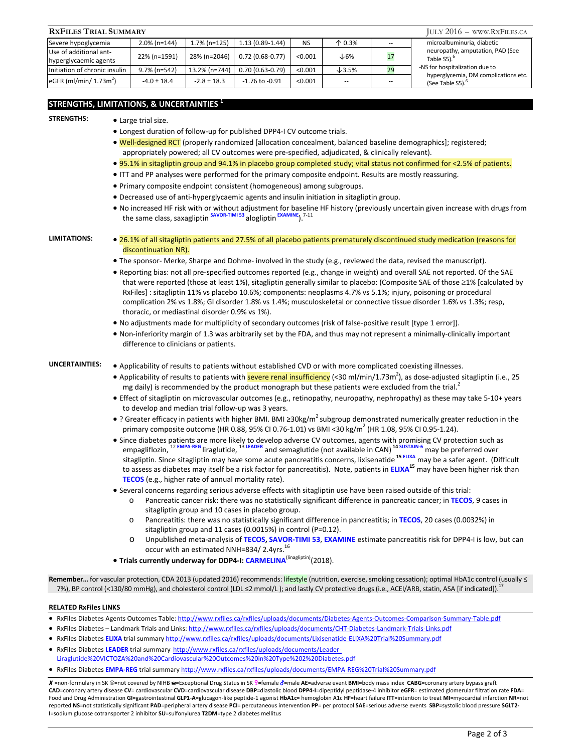| Severe hypoglycemia | 2.0% (n=144) | 1.7% (n=125) | 1.13 (0.89-1.44) | NS | ↑ 0.3% | -- | microalbuminuria, diabetic neuropathy, amputation, PAD (See Table S5).[6] -NS for hospitalization due to hyperglycemia, DM complications etc. (See Table S5).[6] |
|---|---|---|---|---|---|---|---|
| Use of additional ant-hyperglycaemic agents | 22% (n=1591) | 28% (n=2046) | 0.72 (0.68-0.77) | <0.001 | ↓6% | 17 | |
| Initiation of chronic insulin | 9.7% (n=542) | 13.2% (n=744) | 0.70 (0.63-0.79) | <0.001 | ↓3.5% | 29 | |
| eGFR (ml/min/ $1.73m^2$) | -4.0 ± 18.4 | -2.8 ± 18.3 | -1.76 to -0.91 | <0.001 | -- | -- | |

## STRENGTHS, LIMITATIONS, & UNCERTAINTIES [1]

**STRENGTHS:**

- Large trial size.
- Longest duration of follow-up for published DPP4-I CV outcome trials.
- Well-designed RCT (properly randomized [allocation concealment, balanced baseline demographics]; registered; appropriately powered; all CV outcomes were pre-specified, adjudicated, & clinically relevant).
- 95.1% in sitagliptin group and 94.1% in placebo group completed study; vital status not confirmed for <2.5% of patients.
- ITT and PP analyses were performed for the primary composite endpoint. Results are mostly reassuring.
- Primary composite endpoint consistent (homogeneous) among subgroups.
- Decreased use of anti-hyperglycaemic agents and insulin initiation in sitagliptin group.
- No increased HF risk with or without adjustment for baseline HF history (previously uncertain given increase with drugs from the same class, saxagliptin SAVOR-TIMI 53 alogliptin EXAMINE).[7-11]

**LIMITATIONS:**

- 26.1% of all sitagliptin patients and 27.5% of all placebo patients prematurely discontinued study medication (reasons for discontinuation NR).
- The sponsor- Merke, Sharpe and Dohme- involved in the study (e.g., reviewed the data, revised the manuscript).
- Reporting bias: not all pre-specified outcomes reported (e.g., change in weight) and overall SAE not reported. Of the SAE that were reported (those at least 1%), sitagliptin generally similar to placebo: (Composite SAE of those ≥1% [calculated by RxFiles] : sitagliptin 11% vs placebo 10.6%; components: neoplasms 4.7% vs 5.1%; injury, poisoning or procedural complication 2% vs 1.8%; GI disorder 1.8% vs 1.4%; musculoskeletal or connective tissue disorder 1.6% vs 1.3%; resp, thoracic, or mediastinal disorder 0.9% vs 1%).
- No adjustments made for multiplicity of secondary outcomes (risk of false-positive result [type 1 error]).
- Non-inferiority margin of 1.3 was arbitrarily set by the FDA, and thus may not represent a minimally-clinically important difference to clinicians or patients.

**UNCERTAINTIES:**

- Applicability of results to patients without established CVD or with more complicated coexisting illnesses.
- Applicability of results to patients with severe renal insufficiency (<30 ml/min/$1.73m^2$), as dose-adjusted sitagliptin (i.e., 25 mg daily) is recommended by the product monograph but these patients were excluded from the trial.[2]
- Effect of sitagliptin on microvascular outcomes (e.g., retinopathy, neuropathy, nephropathy) as these may take 5-10+ years to develop and median trial follow-up was 3 years.
- ? Greater efficacy in patients with higher BMI. BMI ≥30kg/$m^2$ subgroup demonstrated numerically greater reduction in the primary composite outcome (HR 0.88, 95% CI 0.76-1.01) vs BMI <30 kg/$m^2$ (HR 1.08, 95% CI 0.95-1.24).
- Since diabetes patients are more likely to develop adverse CV outcomes, agents with promising CV protection such as empagliflozin,[12] EMPA-REG liraglutide,[13] LEADER and semaglutide (not available in CAN)[14] SUSTAIN-6 may be preferred over sitagliptin. Since sitagliptin may have some acute pancreatitis concerns, lixisenatide[15] ELIXA may be a safer agent. (Difficult to assess as diabetes may itself be a risk factor for pancreatitis). Note, patients in ELIXA[15] may have been higher risk than TECOS (e.g., higher rate of annual mortality rate).
- Several concerns regarding serious adverse effects with sitagliptin use have been raised outside of this trial:
  - Pancreatic cancer risk: there was no statistically significant difference in pancreatic cancer; in TECOS, 9 cases in sitagliptin group and 10 cases in placebo group.
  - Pancreatitis: there was no statistically significant difference in pancreatitis; in TECOS, 20 cases (0.0032%) in sitagliptin group and 11 cases (0.0015%) in control (P=0.12).
  - Unpublished meta-analysis of TECOS, SAVOR-TIMI 53, EXAMINE estimate pancreatitis risk for DPP4-I is low, but can occur with an estimated NNH=834/ 2.4yrs.[16]
- **Trials currently underway for DDP4-I: CARMELINA**(linagliptin)(2018).

**Remember…** for vascular protection, CDA 2013 (updated 2016) recommends: lifestyle (nutrition, exercise, smoking cessation); optimal HbA1c control (usually ≤ 7%), BP control (<130/80 mmHg), and cholesterol control (LDL ≤2 mmol/L ); and lastly CV protective drugs (i.e., ACEI/ARB, statin, ASA [if indicated]).[17]

**RELATED RxFiles LINKS**

- RxFiles Diabetes Agents Outcomes Table: http://www.rxfiles.ca/rxfiles/uploads/documents/Diabetes-Agents-Outcomes-Comparison-Summary-Table.pdf
- RxFiles Diabetes – Landmark Trials and Links: http://www.rxfiles.ca/rxfiles/uploads/documents/CHT-Diabetes-Landmark-Trials-Links.pdf
- RxFiles Diabetes **ELIXA** trial summary http://www.rxfiles.ca/rxfiles/uploads/documents/Lixisenatide-ELIXA%20Trial%20Summary.pdf
- RxFiles Diabetes **LEADER** trial summary http://www.rxfiles.ca/rxfiles/uploads/documents/Leader-Liraglutide%20VICTOZA%20and%20Cardiovascular%20Outcomes%20in%20Type%202%20Diabetes.pdf
- RxFiles Diabetes **EMPA-REG** trial summary http://www.rxfiles.ca/rxfiles/uploads/documents/EMPA-REG%20Trial%20Summary.pdf

✗ =non-formulary in SK ⊗=not covered by NIHB ▬=Exceptional Drug Status in SK ♀=female ♂=male **AE**=adverse event **BMI**=body mass index **CABG**=coronary artery bypass graft **CAD**=coronary artery disease **CV**= cardiovascular **CVD**=cardiovascular disease **DBP**=diastolic blood **DPP4-I**=dipeptidyl peptidase-4 inhibitor **eGFR**= estimated glomerular filtration rate **FDA**= Food and Drug Administration **GI**=gastrointestinal **GLP1-A**=glucagon-like peptide-1 agonist **HbA1c**= hemoglobin A1c **HF**=heart failure **ITT**=intention to treat **MI**=myocardial infarction **NR**=not reported **NS**=not statistically significant **PAD**=peripheral artery disease **PCI**= percutaneous intervention **PP**= per protocol **SAE**=serious adverse events **SBP**=systolic blood pressure **SGLT2-I**=sodium glucose cotransporter 2 inhibitor **SU**=sulfonylurea **T2DM**=type 2 diabetes mellitus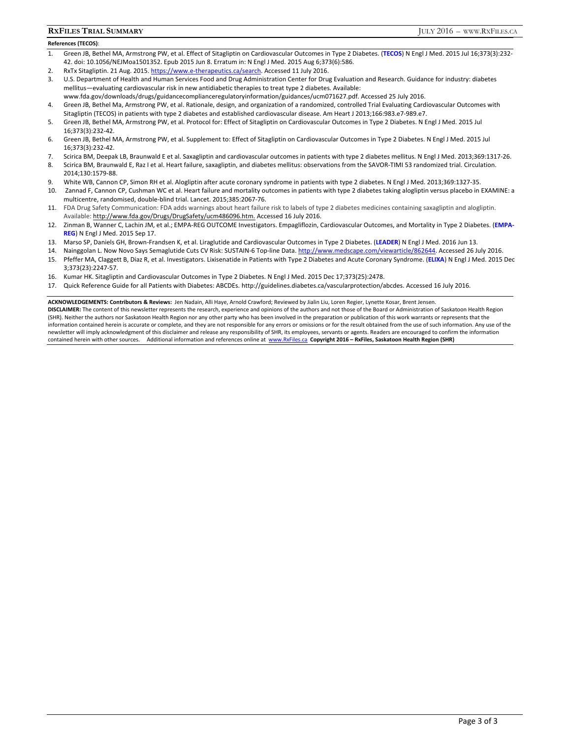**References (TECOS)**:

1. Green JB, Bethel MA, Armstrong PW, et al. Effect of Sitagliptin on Cardiovascular Outcomes in Type 2 Diabetes. (**TECOS**) N Engl J Med. 2015 Jul 16;373(3):232-42. doi: 10.1056/NEJMoa1501352. Epub 2015 Jun 8. Erratum in: N Engl J Med. 2015 Aug 6;373(6):586.
2. RxTx Sitagliptin. 21 Aug. 2015. https://www.e-therapeutics.ca/search. Accessed 11 July 2016.
3. U.S. Department of Health and Human Services Food and Drug Administration Center for Drug Evaluation and Research. Guidance for industry: diabetes mellitus—evaluating cardiovascular risk in new antidiabetic therapies to treat type 2 diabetes. Available: www.fda.gov/downloads/drugs/guidancecomplianceregulatoryinformation/guidances/ucm071627.pdf. Accessed 25 July 2016.
4. Green JB, Bethel Ma, Armstrong PW, et al. Rationale, design, and organization of a randomized, controlled Trial Evaluating Cardiovascular Outcomes with Sitagliptin (TECOS) in patients with type 2 diabetes and established cardiovascular disease. Am Heart J 2013;166:983.e7-989.e7.
5. Green JB, Bethel MA, Armstrong PW, et al. Protocol for: Effect of Sitagliptin on Cardiovascular Outcomes in Type 2 Diabetes. N Engl J Med. 2015 Jul 16;373(3):232-42.
6. Green JB, Bethel MA, Armstrong PW, et al. Supplement to: Effect of Sitagliptin on Cardiovascular Outcomes in Type 2 Diabetes. N Engl J Med. 2015 Jul 16;373(3):232-42.
7. Scirica BM, Deepak LB, Braunwald E et al. Saxagliptin and cardiovascular outcomes in patients with type 2 diabetes mellitus. N Engl J Med. 2013;369:1317-26.
8. Scirica BM, Braunwald E, Raz I et al. Heart failure, saxagliptin, and diabetes mellitus: observations from the SAVOR-TIMI 53 randomized trial. Circulation. 2014;130:1579-88.
9. White WB, Cannon CP, Simon RH et al. Alogliptin after acute coronary syndrome in patients with type 2 diabetes. N Engl J Med. 2013;369:1327-35.
10. Zannad F, Cannon CP, Cushman WC et al. Heart failure and mortality outcomes in patients with type 2 diabetes taking alogliptin versus placebo in EXAMINE: a multicentre, randomised, double-blind trial. Lancet. 2015;385:2067-76.
11. FDA Drug Safety Communication: FDA adds warnings about heart failure risk to labels of type 2 diabetes medicines containing saxagliptin and alogliptin. Available: http://www.fda.gov/Drugs/DrugSafety/ucm486096.htm. Accessed 16 July 2016.
12. Zinman B, Wanner C, Lachin JM, et al.; EMPA-REG OUTCOME Investigators. Empagliflozin, Cardiovascular Outcomes, and Mortality in Type 2 Diabetes. (**EMPA-REG**) N Engl J Med. 2015 Sep 17.
13. Marso SP, Daniels GH, Brown-Frandsen K, et al. Liraglutide and Cardiovascular Outcomes in Type 2 Diabetes. (**LEADER**) N Engl J Med. 2016 Jun 13.
14. Nainggolan L. Now Novo Says Semaglutide Cuts CV Risk: SUSTAIN-6 Top-line Data. http://www.medscape.com/viewarticle/862644. Accessed 26 July 2016.
15. Pfeffer MA, Claggett B, Diaz R, et al. Investigators. Lixisenatide in Patients with Type 2 Diabetes and Acute Coronary Syndrome. (**ELIXA**) N Engl J Med. 2015 Dec 3;373(23):2247-57.
16. Kumar HK. Sitagliptin and Cardiovascular Outcomes in Type 2 Diabetes. N Engl J Med. 2015 Dec 17;373(25):2478.
17. Quick Reference Guide for all Patients with Diabetes: ABCDEs. http://guidelines.diabetes.ca/vascularprotection/abcdes. Accessed 16 July 2016.

**ACKNOWLEDGEMENTS: Contributors & Reviews:** Jen Nadain, Alli Haye, Arnold Crawford; Reviewed by Jialin Liu, Loren Regier, Lynette Kosar, Brent Jensen.

**DISCLAIMER:** The content of this newsletter represents the research, experience and opinions of the authors and not those of the Board or Administration of Saskatoon Health Region (SHR). Neither the authors nor Saskatoon Health Region nor any other party who has been involved in the preparation or publication of this work warrants or represents that the information contained herein is accurate or complete, and they are not responsible for any errors or omissions or for the result obtained from the use of such information. Any use of the newsletter will imply acknowledgment of this disclaimer and release any responsibility of SHR, its employees, servants or agents. Readers are encouraged to confirm the information contained herein with other sources. Additional information and references online at www.RxFiles.ca **Copyright 2016 – RxFiles, Saskatoon Health Region (SHR)**